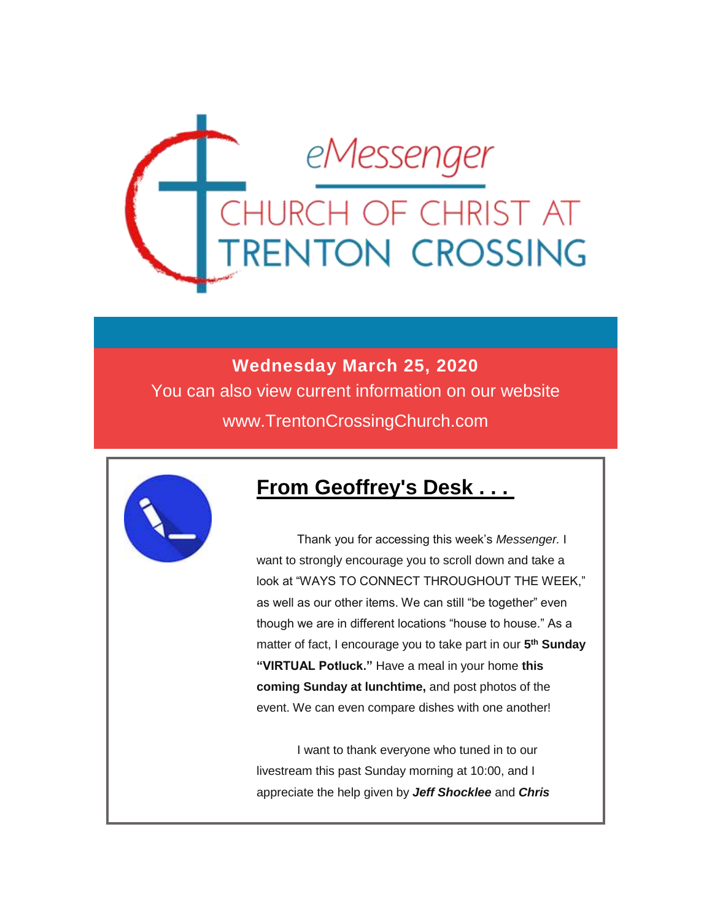# eMessenger

## CHURCH OF CHRIST AT TRENTON CROSSING

**Wednesday March 25, 2020**

You can also view current information on our website

www.TrentonCrossingChurch.com

## From Geoffrey's Desk . . .

Thank you for accessing this week's *Messenger.* I want to strongly encourage you to scroll down and take a look at "WAYS TO CONNECT THROUGHOUT THE WEEK," as well as our other items. We can still "be together" even though we are in different locations "house to house." As a matter of fact, I encourage you to take part in our **5th Sunday "VIRTUAL Potluck."** Have a meal in your home **this coming Sunday at lunchtime,** and post photos of the event. We can even compare dishes with one another!

I want to thank everyone who tuned in to our livestream this past Sunday morning at 10:00, and I appreciate the help given by ***Jeff Shocklee*** and ***Chris***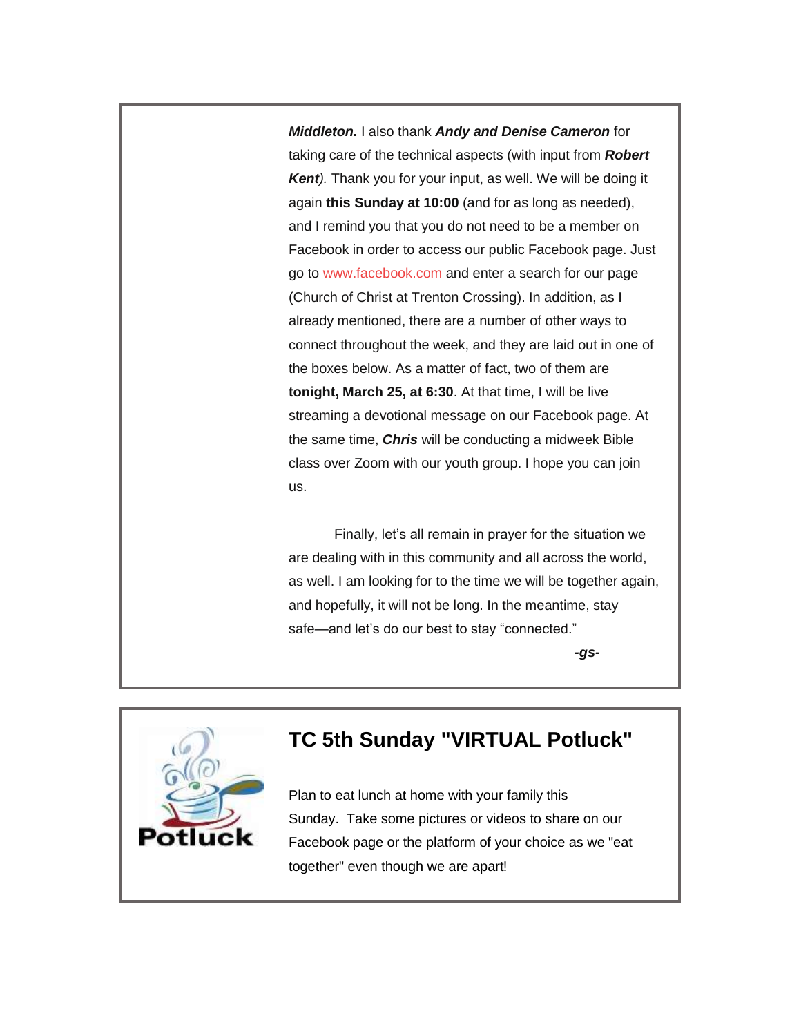***Middleton.*** I also thank ***Andy and Denise Cameron*** for taking care of the technical aspects (with input from ***Robert Kent****).* Thank you for your input, as well. We will be doing it again **this Sunday at 10:00** (and for as long as needed), and I remind you that you do not need to be a member on Facebook in order to access our public Facebook page. Just go to www.facebook.com and enter a search for our page (Church of Christ at Trenton Crossing). In addition, as I already mentioned, there are a number of other ways to connect throughout the week, and they are laid out in one of the boxes below. As a matter of fact, two of them are **tonight, March 25, at 6:30**. At that time, I will be live streaming a devotional message on our Facebook page. At the same time, ***Chris*** will be conducting a midweek Bible class over Zoom with our youth group. I hope you can join us.

Finally, let's all remain in prayer for the situation we are dealing with in this community and all across the world, as well. I am looking for to the time we will be together again, and hopefully, it will not be long. In the meantime, stay safe—and let's do our best to stay "connected."

***-gs-***

## TC 5th Sunday "VIRTUAL Potluck"

Plan to eat lunch at home with your family this Sunday. Take some pictures or videos to share on our Facebook page or the platform of your choice as we "eat together" even though we are apart!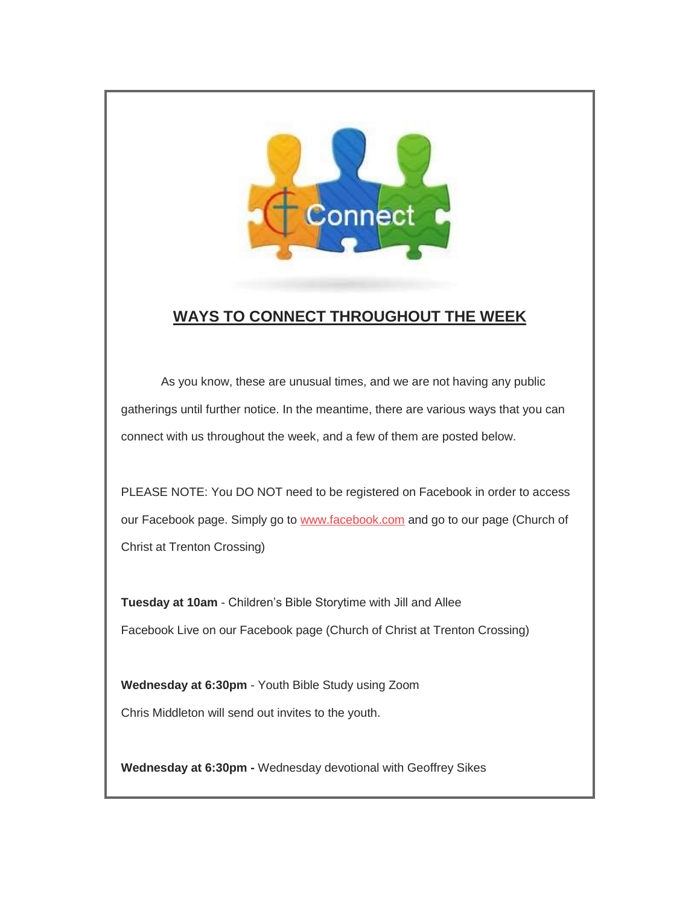## WAYS TO CONNECT THROUGHOUT THE WEEK

As you know, these are unusual times, and we are not having any public gatherings until further notice. In the meantime, there are various ways that you can connect with us throughout the week, and a few of them are posted below.

PLEASE NOTE: You DO NOT need to be registered on Facebook in order to access our Facebook page. Simply go to www.facebook.com and go to our page (Church of Christ at Trenton Crossing)

**Tuesday at 10am** - Children's Bible Storytime with Jill and Allee

Facebook Live on our Facebook page (Church of Christ at Trenton Crossing)

**Wednesday at 6:30pm** - Youth Bible Study using Zoom

Chris Middleton will send out invites to the youth.

**Wednesday at 6:30pm -** Wednesday devotional with Geoffrey Sikes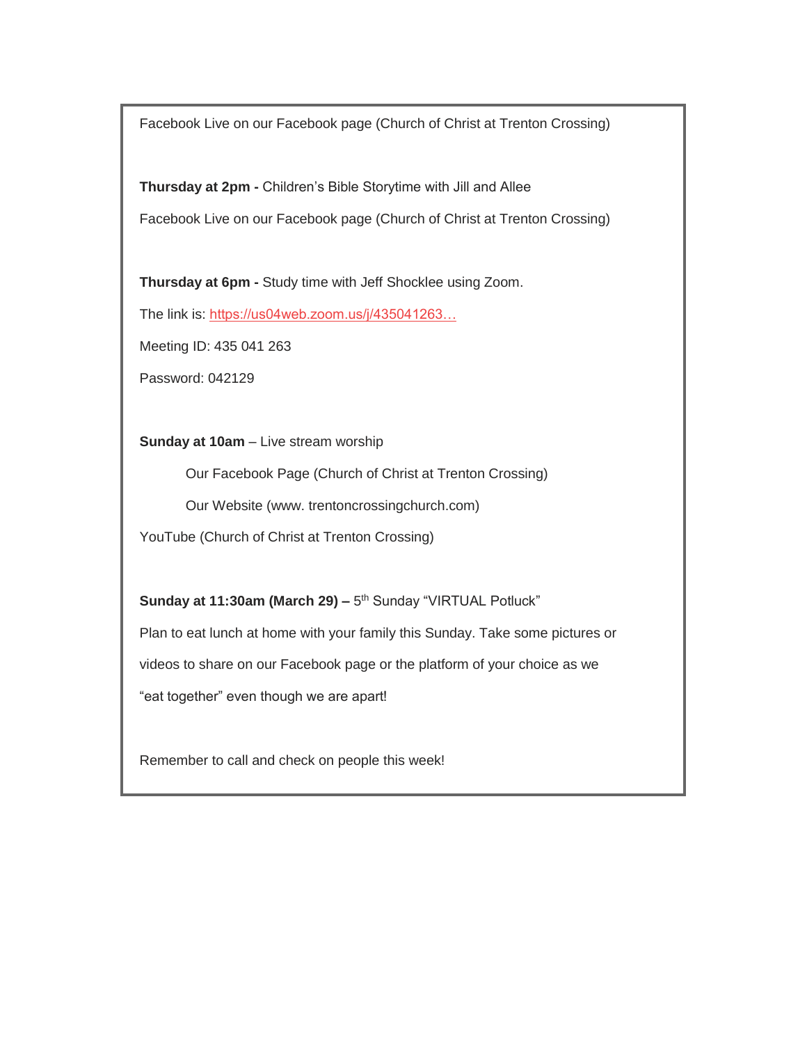Facebook Live on our Facebook page (Church of Christ at Trenton Crossing)

**Thursday at 2pm -** Children's Bible Storytime with Jill and Allee

Facebook Live on our Facebook page (Church of Christ at Trenton Crossing)

**Thursday at 6pm -** Study time with Jeff Shocklee using Zoom.

The link is: https://us04web.zoom.us/j/435041263…

Meeting ID: 435 041 263

Password: 042129

**Sunday at 10am** – Live stream worship

Our Facebook Page (Church of Christ at Trenton Crossing)

Our Website (www. trentoncrossingchurch.com)

YouTube (Church of Christ at Trenton Crossing)

**Sunday at 11:30am (March 29) –** 5th Sunday "VIRTUAL Potluck"

Plan to eat lunch at home with your family this Sunday. Take some pictures or videos to share on our Facebook page or the platform of your choice as we "eat together" even though we are apart!

Remember to call and check on people this week!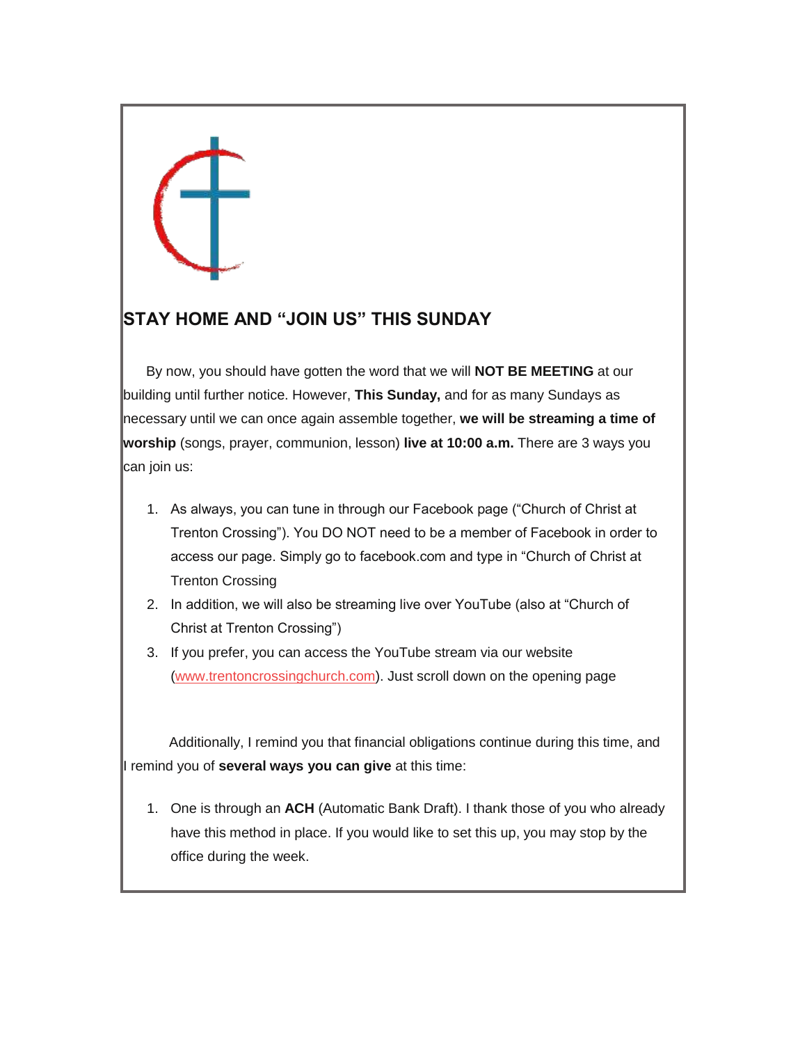## STAY HOME AND “JOIN US” THIS SUNDAY

By now, you should have gotten the word that we will **NOT BE MEETING** at our building until further notice. However, **This Sunday,** and for as many Sundays as necessary until we can once again assemble together, **we will be streaming a time of worship** (songs, prayer, communion, lesson) **live at 10:00 a.m.** There are 3 ways you can join us:

1. As always, you can tune in through our Facebook page (“Church of Christ at Trenton Crossing”). You DO NOT need to be a member of Facebook in order to access our page. Simply go to facebook.com and type in “Church of Christ at Trenton Crossing
2. In addition, we will also be streaming live over YouTube (also at “Church of Christ at Trenton Crossing”)
3. If you prefer, you can access the YouTube stream via our website (www.trentoncrossingchurch.com). Just scroll down on the opening page

Additionally, I remind you that financial obligations continue during this time, and I remind you of **several ways you can give** at this time:

1. One is through an **ACH** (Automatic Bank Draft). I thank those of you who already have this method in place. If you would like to set this up, you may stop by the office during the week.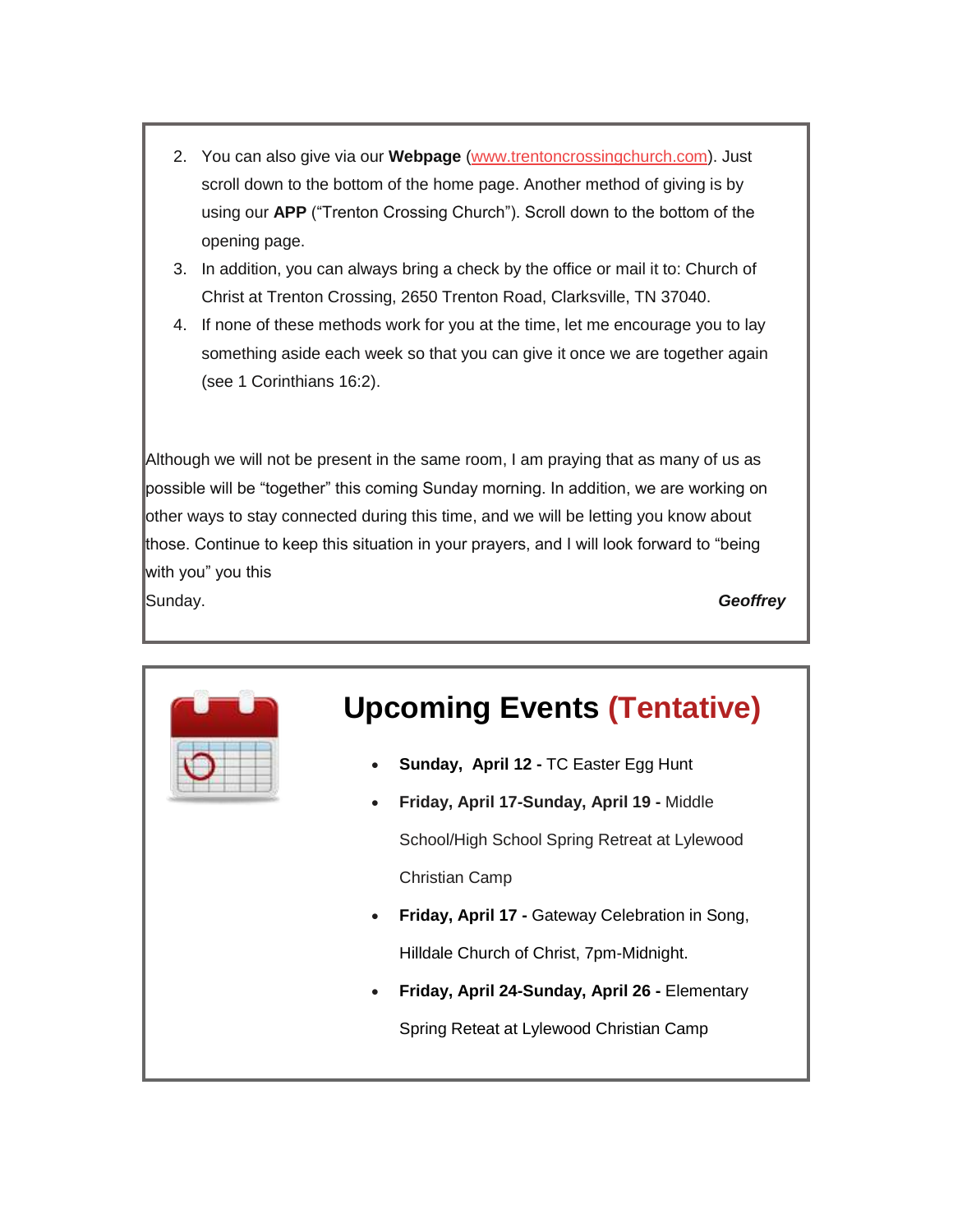2. You can also give via our **Webpage** (www.trentoncrossingchurch.com). Just scroll down to the bottom of the home page. Another method of giving is by using our **APP** ("Trenton Crossing Church"). Scroll down to the bottom of the opening page.
3. In addition, you can always bring a check by the office or mail it to: Church of Christ at Trenton Crossing, 2650 Trenton Road, Clarksville, TN 37040.
4. If none of these methods work for you at the time, let me encourage you to lay something aside each week so that you can give it once we are together again (see 1 Corinthians 16:2).

Although we will not be present in the same room, I am praying that as many of us as possible will be "together" this coming Sunday morning. In addition, we are working on other ways to stay connected during this time, and we will be letting you know about those. Continue to keep this situation in your prayers, and I will look forward to "being with you" you this Sunday.

***Geoffrey***

## Upcoming Events (Tentative)

- **Sunday, April 12 -** TC Easter Egg Hunt
- **Friday, April 17-Sunday, April 19 -** Middle School/High School Spring Retreat at Lylewood Christian Camp
- **Friday, April 17 -** Gateway Celebration in Song, Hilldale Church of Christ, 7pm-Midnight.
- **Friday, April 24-Sunday, April 26 -** Elementary Spring Reteat at Lylewood Christian Camp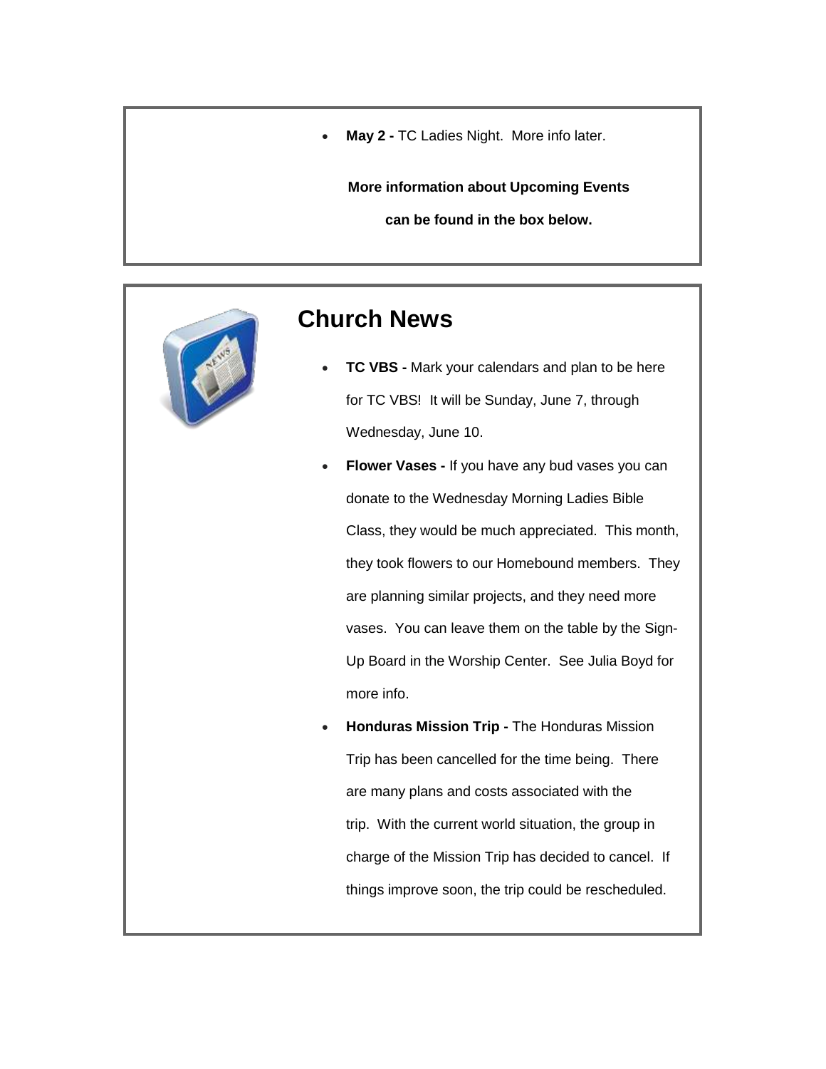- **May 2 -** TC Ladies Night. More info later.

**More information about Upcoming Events can be found in the box below.**

## Church News

- **TC VBS -** Mark your calendars and plan to be here for TC VBS! It will be Sunday, June 7, through Wednesday, June 10.
- **Flower Vases -** If you have any bud vases you can donate to the Wednesday Morning Ladies Bible Class, they would be much appreciated. This month, they took flowers to our Homebound members. They are planning similar projects, and they need more vases. You can leave them on the table by the Sign-Up Board in the Worship Center. See Julia Boyd for more info.
- **Honduras Mission Trip -** The Honduras Mission Trip has been cancelled for the time being. There are many plans and costs associated with the trip. With the current world situation, the group in charge of the Mission Trip has decided to cancel. If things improve soon, the trip could be rescheduled.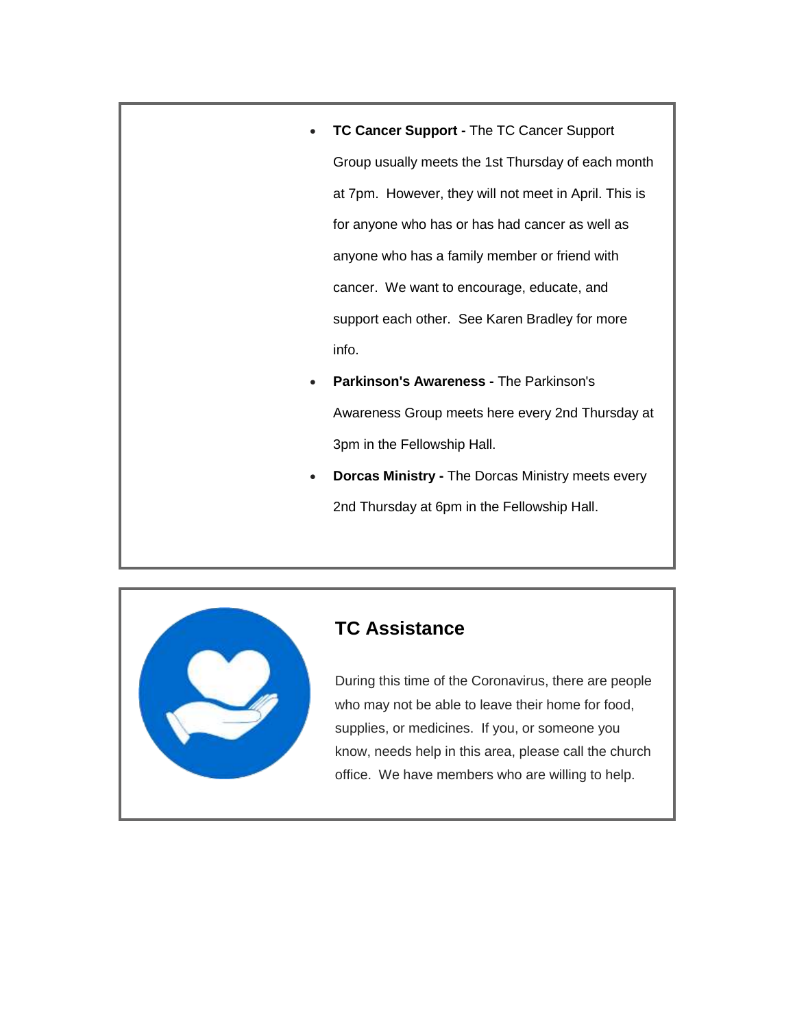- **TC Cancer Support -** The TC Cancer Support Group usually meets the 1st Thursday of each month at 7pm. However, they will not meet in April. This is for anyone who has or has had cancer as well as anyone who has a family member or friend with cancer. We want to encourage, educate, and support each other. See Karen Bradley for more info.
- **Parkinson's Awareness -** The Parkinson's Awareness Group meets here every 2nd Thursday at 3pm in the Fellowship Hall.
- **Dorcas Ministry -** The Dorcas Ministry meets every 2nd Thursday at 6pm in the Fellowship Hall.

## TC Assistance

During this time of the Coronavirus, there are people who may not be able to leave their home for food, supplies, or medicines. If you, or someone you know, needs help in this area, please call the church office. We have members who are willing to help.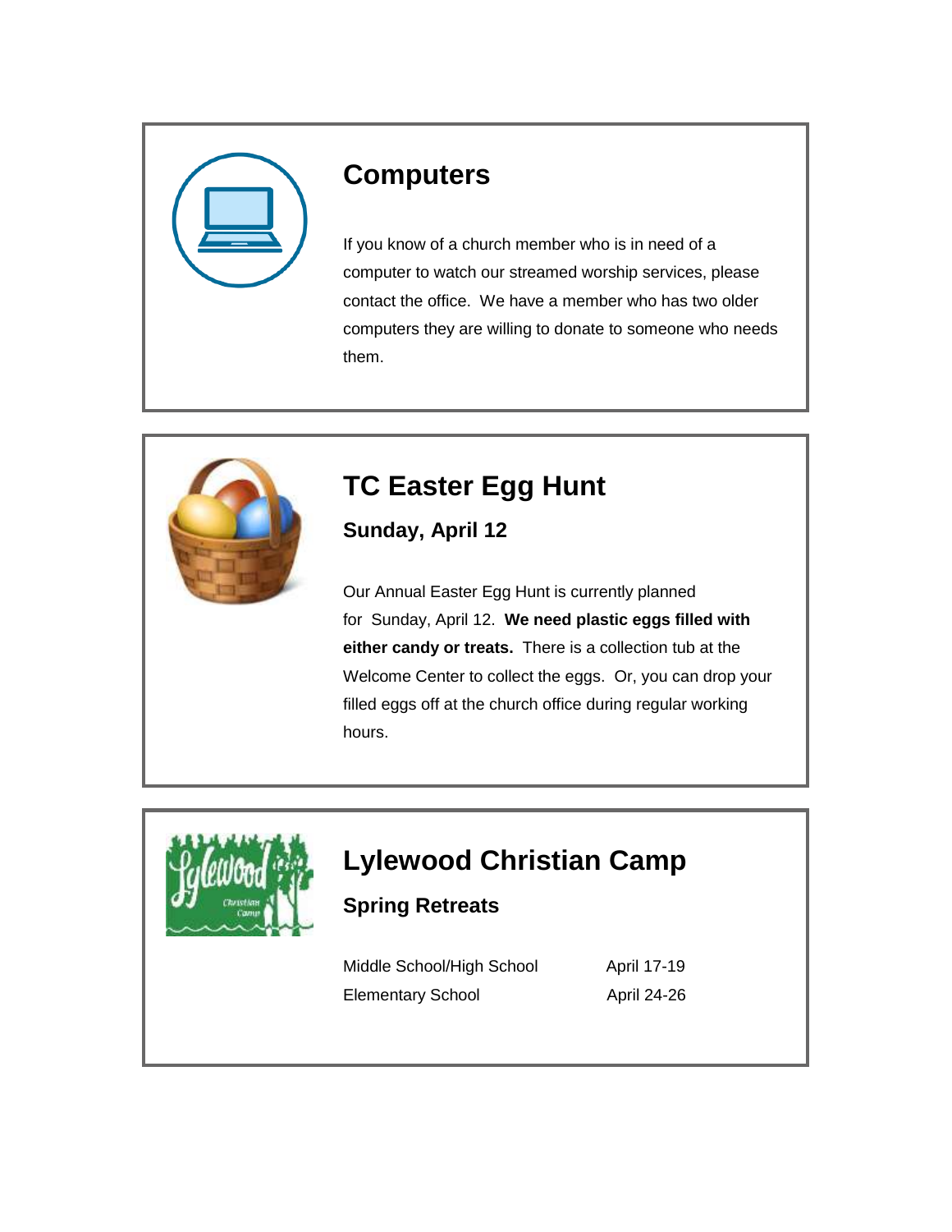## Computers

If you know of a church member who is in need of a computer to watch our streamed worship services, please contact the office. We have a member who has two older computers they are willing to donate to someone who needs them.

## TC Easter Egg Hunt

### Sunday, April 12

Our Annual Easter Egg Hunt is currently planned for Sunday, April 12. **We need plastic eggs filled with either candy or treats.** There is a collection tub at the Welcome Center to collect the eggs. Or, you can drop your filled eggs off at the church office during regular working hours.

## Lylewood Christian Camp

### Spring Retreats

| | |
|---|---|
| Middle School/High School | April 17-19 |
| Elementary School | April 24-26 |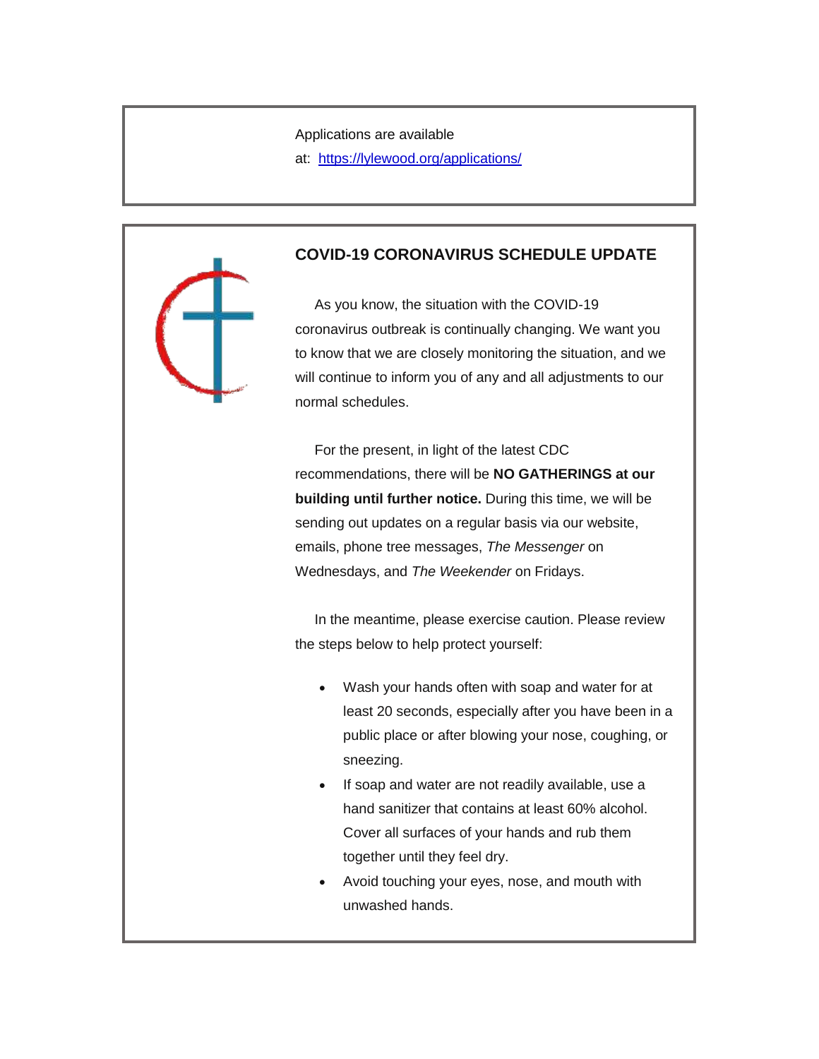Applications are available at: [https://lylewood.org/applications/](https://lylewood.org/applications/)

## COVID-19 CORONAVIRUS SCHEDULE UPDATE

As you know, the situation with the COVID-19 coronavirus outbreak is continually changing. We want you to know that we are closely monitoring the situation, and we will continue to inform you of any and all adjustments to our normal schedules.

For the present, in light of the latest CDC recommendations, there will be **NO GATHERINGS at our building until further notice.** During this time, we will be sending out updates on a regular basis via our website, emails, phone tree messages, *The Messenger* on Wednesdays, and *The Weekender* on Fridays.

In the meantime, please exercise caution. Please review the steps below to help protect yourself:

- Wash your hands often with soap and water for at least 20 seconds, especially after you have been in a public place or after blowing your nose, coughing, or sneezing.
- If soap and water are not readily available, use a hand sanitizer that contains at least 60% alcohol. Cover all surfaces of your hands and rub them together until they feel dry.
- Avoid touching your eyes, nose, and mouth with unwashed hands.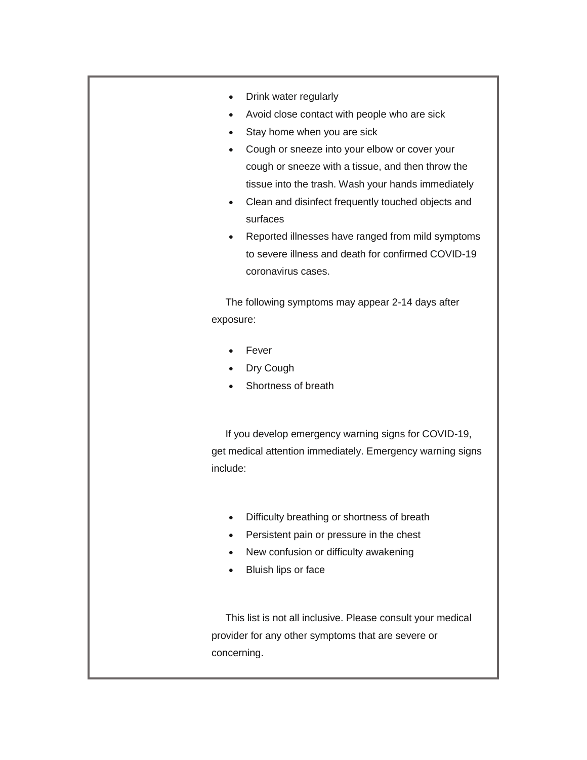- Drink water regularly
- Avoid close contact with people who are sick
- Stay home when you are sick
- Cough or sneeze into your elbow or cover your cough or sneeze with a tissue, and then throw the tissue into the trash. Wash your hands immediately
- Clean and disinfect frequently touched objects and surfaces
- Reported illnesses have ranged from mild symptoms to severe illness and death for confirmed COVID-19 coronavirus cases.

The following symptoms may appear 2-14 days after exposure:

- Fever
- Dry Cough
- Shortness of breath

If you develop emergency warning signs for COVID-19, get medical attention immediately. Emergency warning signs include:

- Difficulty breathing or shortness of breath
- Persistent pain or pressure in the chest
- New confusion or difficulty awakening
- Bluish lips or face

This list is not all inclusive. Please consult your medical provider for any other symptoms that are severe or concerning.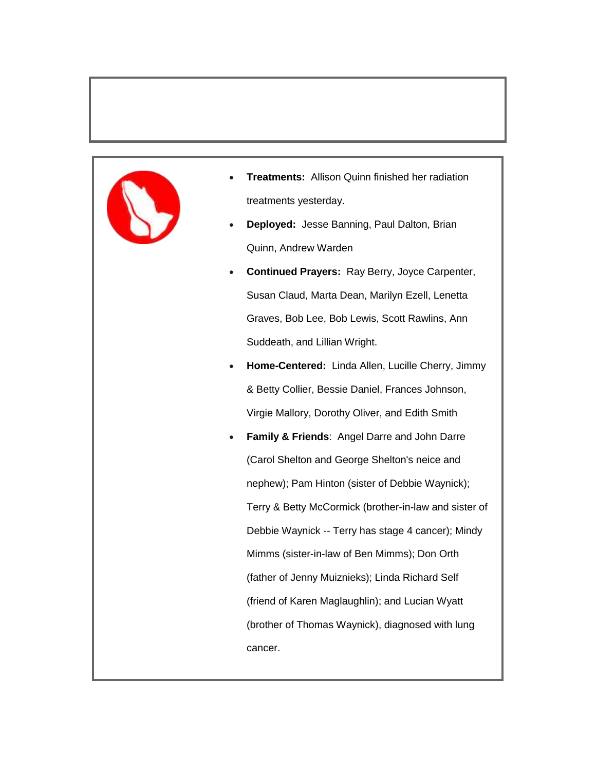- **Treatments:** Allison Quinn finished her radiation treatments yesterday.
- **Deployed:** Jesse Banning, Paul Dalton, Brian Quinn, Andrew Warden
- **Continued Prayers:** Ray Berry, Joyce Carpenter, Susan Claud, Marta Dean, Marilyn Ezell, Lenetta Graves, Bob Lee, Bob Lewis, Scott Rawlins, Ann Suddeath, and Lillian Wright.
- **Home-Centered:** Linda Allen, Lucille Cherry, Jimmy & Betty Collier, Bessie Daniel, Frances Johnson, Virgie Mallory, Dorothy Oliver, and Edith Smith
- **Family & Friends**: Angel Darre and John Darre (Carol Shelton and George Shelton's neice and nephew); Pam Hinton (sister of Debbie Waynick); Terry & Betty McCormick (brother-in-law and sister of Debbie Waynick -- Terry has stage 4 cancer); Mindy Mimms (sister-in-law of Ben Mimms); Don Orth (father of Jenny Muiznieks); Linda Richard Self (friend of Karen Maglaughlin); and Lucian Wyatt (brother of Thomas Waynick), diagnosed with lung cancer.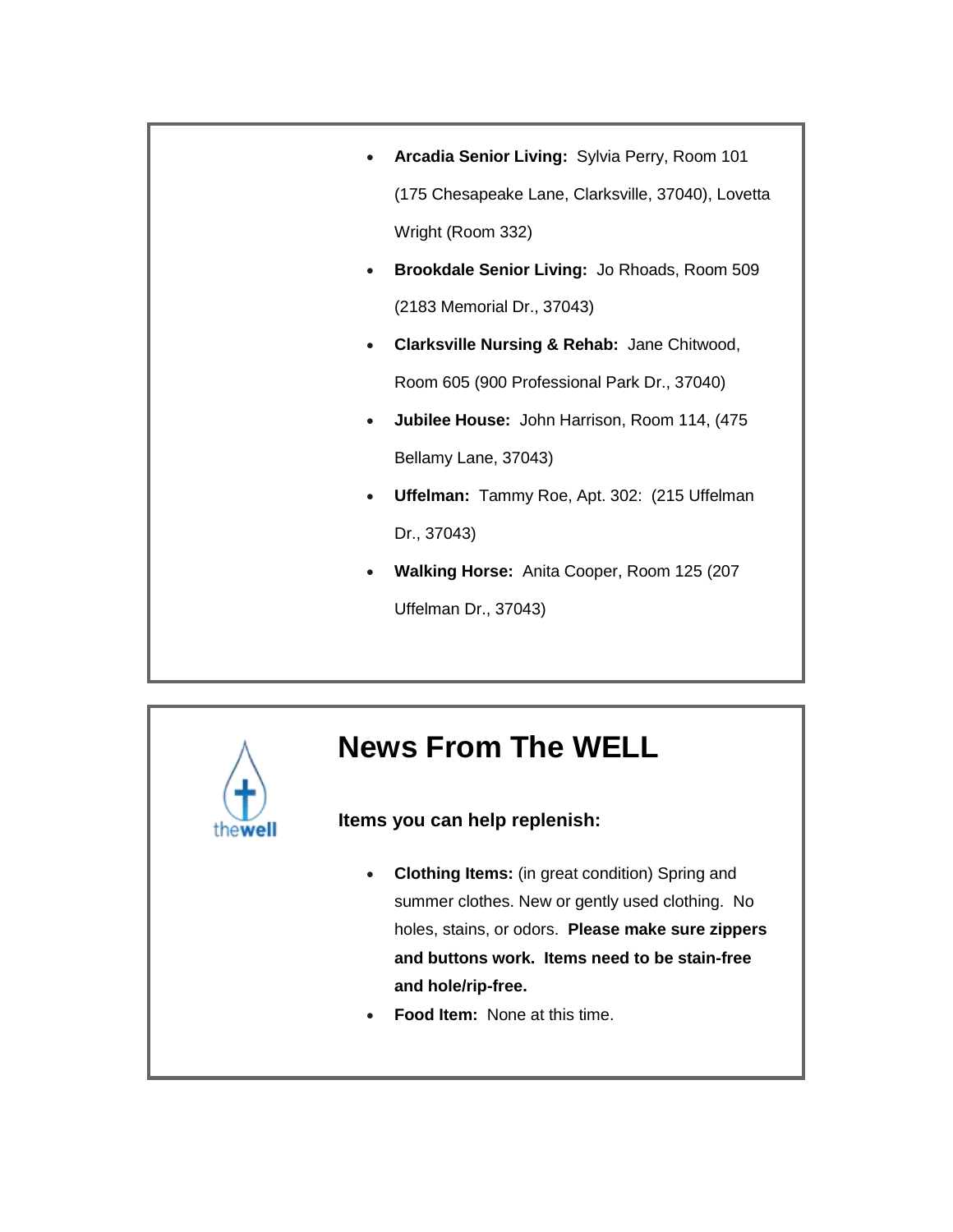- **Arcadia Senior Living:** Sylvia Perry, Room 101 (175 Chesapeake Lane, Clarksville, 37040), Lovetta Wright (Room 332)
- **Brookdale Senior Living:** Jo Rhoads, Room 509 (2183 Memorial Dr., 37043)
- **Clarksville Nursing & Rehab:** Jane Chitwood, Room 605 (900 Professional Park Dr., 37040)
- **Jubilee House:** John Harrison, Room 114, (475 Bellamy Lane, 37043)
- **Uffelman:** Tammy Roe, Apt. 302: (215 Uffelman Dr., 37043)
- **Walking Horse:** Anita Cooper, Room 125 (207 Uffelman Dr., 37043)

# News From The WELL

### Items you can help replenish:

- **Clothing Items:** (in great condition) Spring and summer clothes. New or gently used clothing. No holes, stains, or odors. **Please make sure zippers and buttons work. Items need to be stain-free and hole/rip-free.**
- **Food Item:** None at this time.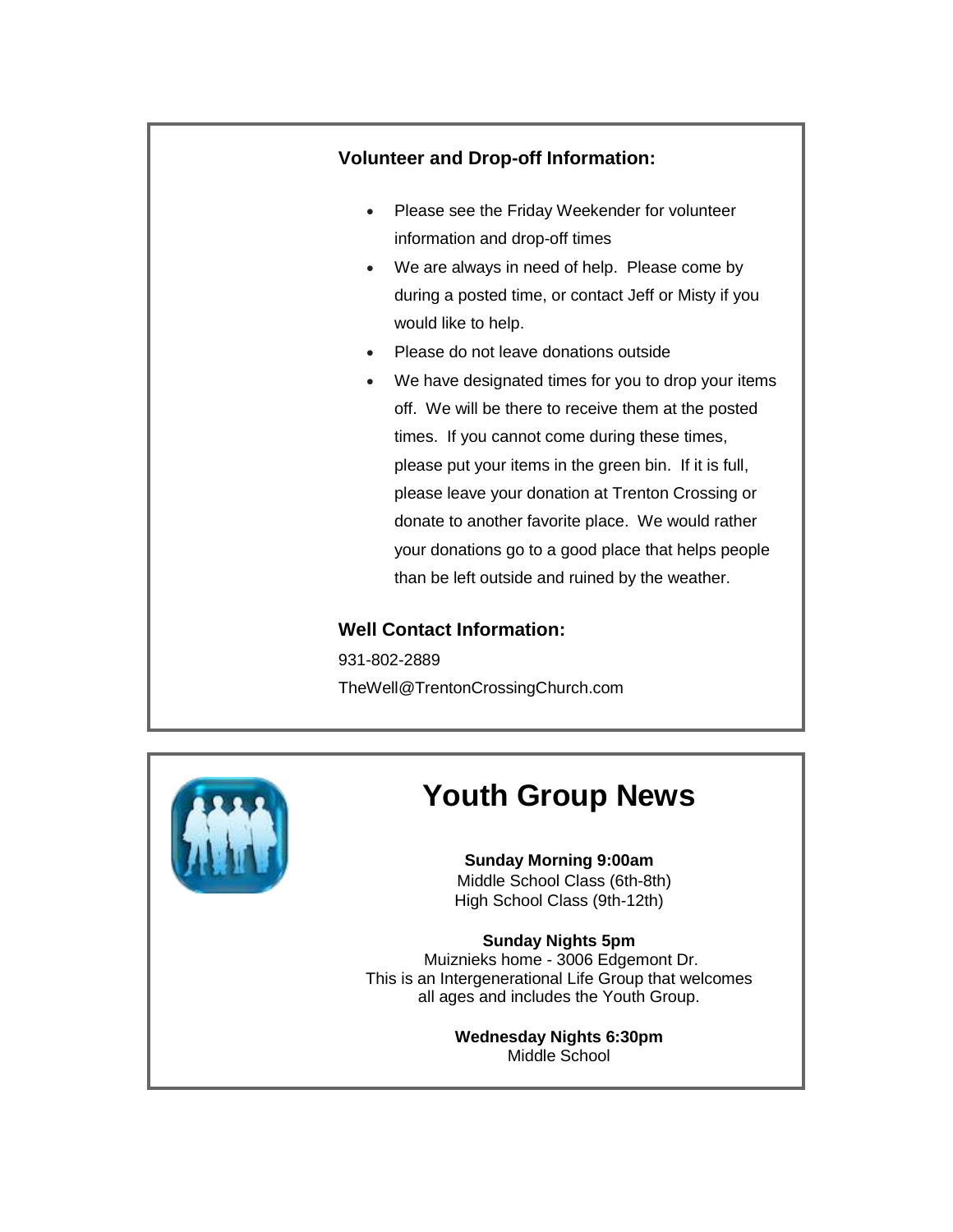**Volunteer and Drop-off Information:**

- Please see the Friday Weekender for volunteer information and drop-off times
- We are always in need of help. Please come by during a posted time, or contact Jeff or Misty if you would like to help.
- Please do not leave donations outside
- We have designated times for you to drop your items off. We will be there to receive them at the posted times. If you cannot come during these times, please put your items in the green bin. If it is full, please leave your donation at Trenton Crossing or donate to another favorite place. We would rather your donations go to a good place that helps people than be left outside and ruined by the weather.

**Well Contact Information:**

931-802-2889

TheWell@TrentonCrossingChurch.com

# Youth Group News

**Sunday Morning 9:00am**
Middle School Class (6th-8th)
High School Class (9th-12th)

**Sunday Nights 5pm**
Muiznieks home - 3006 Edgemont Dr.
This is an Intergenerational Life Group that welcomes all ages and includes the Youth Group.

**Wednesday Nights 6:30pm**
Middle School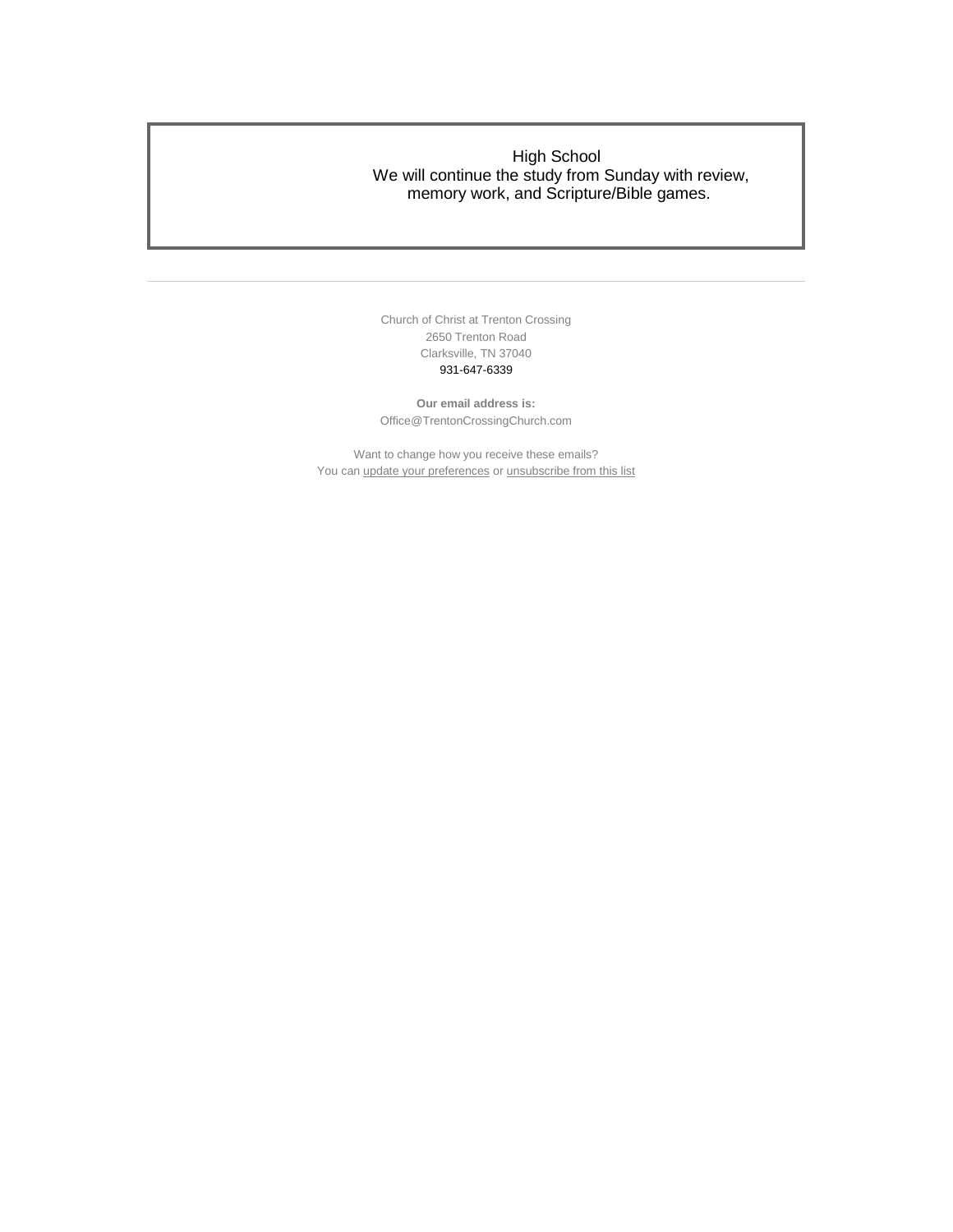High School

We will continue the study from Sunday with review, memory work, and Scripture/Bible games.

---

Church of Christ at Trenton Crossing
2650 Trenton Road
Clarksville, TN 37040
931-647-6339

**Our email address is:**
Office@TrentonCrossingChurch.com

Want to change how you receive these emails?
You can update your preferences or unsubscribe from this list